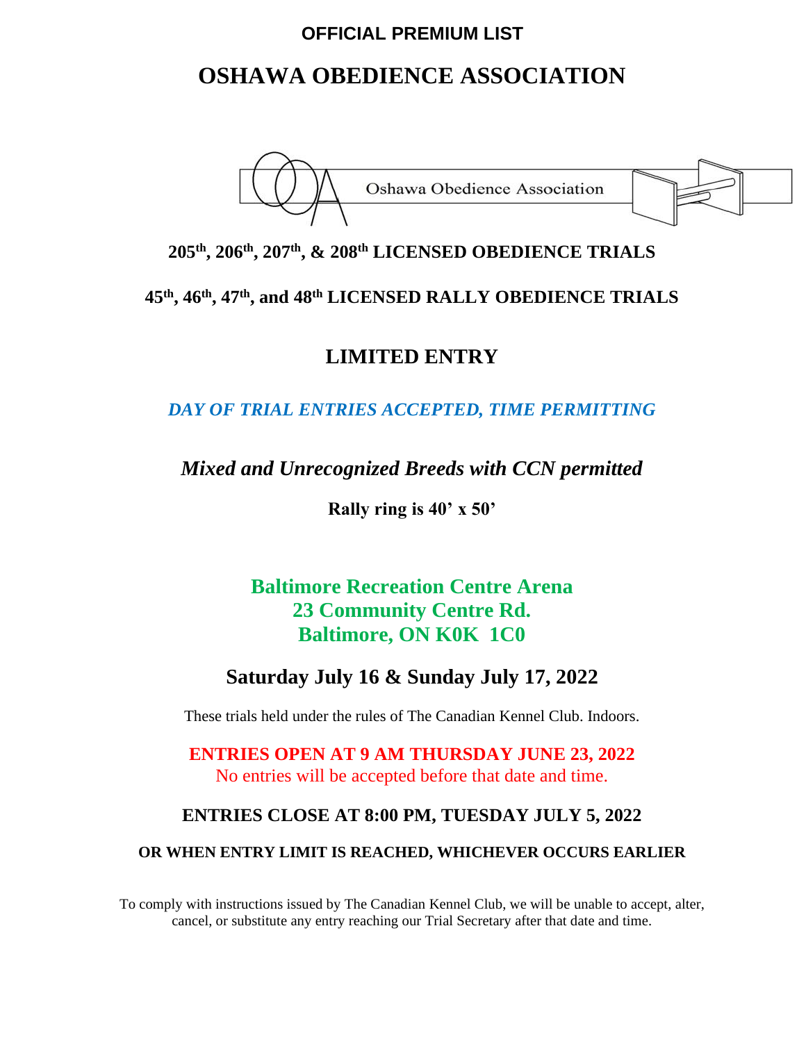**OFFICIAL PREMIUM LIST**

# OSHAWA OBEDIENCE ASSOCIATION

Oshawa Obedience Association

## 205th, 206th, 207th, & 208th LICENSED OBEDIENCE TRIALS

## 45th, 46th, 47th, and 48th LICENSED RALLY OBEDIENCE TRIALS

## LIMITED ENTRY

***DAY OF TRIAL ENTRIES ACCEPTED, TIME PERMITTING***

***Mixed and Unrecognized Breeds with CCN permitted***

**Rally ring is 40' x 50'**

**Baltimore Recreation Centre Arena**
**23 Community Centre Rd.**
**Baltimore, ON K0K 1C0**

## Saturday July 16 & Sunday July 17, 2022

These trials held under the rules of The Canadian Kennel Club. Indoors.

**ENTRIES OPEN AT 9 AM THURSDAY JUNE 23, 2022**
No entries will be accepted before that date and time.

**ENTRIES CLOSE AT 8:00 PM, TUESDAY JULY 5, 2022**

**OR WHEN ENTRY LIMIT IS REACHED, WHICHEVER OCCURS EARLIER**

To comply with instructions issued by The Canadian Kennel Club, we will be unable to accept, alter, cancel, or substitute any entry reaching our Trial Secretary after that date and time.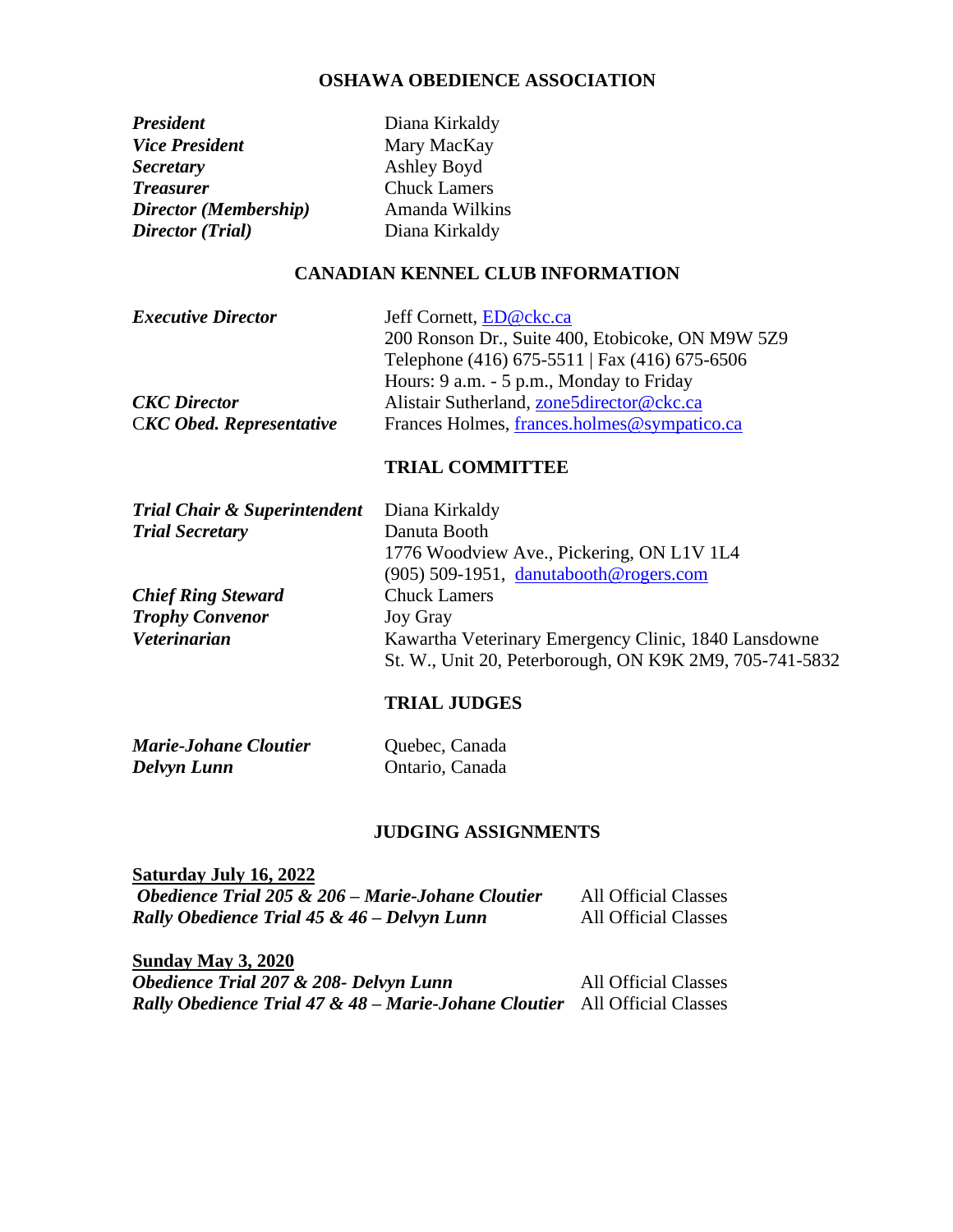## OSHAWA OBEDIENCE ASSOCIATION

| | |
|---|---|
| ***President*** | Diana Kirkaldy |
| ***Vice President*** | Mary MacKay |
| ***Secretary*** | Ashley Boyd |
| ***Treasurer*** | Chuck Lamers |
| ***Director (Membership)*** | Amanda Wilkins |
| ***Director (Trial)*** | Diana Kirkaldy |

## CANADIAN KENNEL CLUB INFORMATION

| | |
|---|---|
| ***Executive Director*** | Jeff Cornett, ED@ckc.ca<br>200 Ronson Dr., Suite 400, Etobicoke, ON M9W 5Z9<br>Telephone (416) 675-5511 \| Fax (416) 675-6506<br>Hours: 9 a.m. - 5 p.m., Monday to Friday |
| ***CKC Director*** | Alistair Sutherland, zone5director@ckc.ca |
| C***KC Obed. Representative*** | Frances Holmes, frances.holmes@sympatico.ca |

## TRIAL COMMITTEE

| | |
|---|---|
| ***Trial Chair & Superintendent*** | Diana Kirkaldy |
| ***Trial Secretary*** | Danuta Booth<br>1776 Woodview Ave., Pickering, ON L1V 1L4<br>(905) 509-1951, danutabooth@rogers.com |
| ***Chief Ring Steward*** | Chuck Lamers |
| ***Trophy Convenor*** | Joy Gray |
| ***Veterinarian*** | Kawartha Veterinary Emergency Clinic, 1840 Lansdowne St. W., Unit 20, Peterborough, ON K9K 2M9, 705-741-5832 |

## TRIAL JUDGES

| | |
|---|---|
| ***Marie-Johane Cloutier*** | Quebec, Canada |
| ***Delvyn Lunn*** | Ontario, Canada |

## JUDGING ASSIGNMENTS

**Saturday July 16, 2022**

| | |
|---|---|
| ***Obedience Trial 205 & 206 – Marie-Johane Cloutier*** | All Official Classes |
| ***Rally Obedience Trial 45 & 46 – Delvyn Lunn*** | All Official Classes |

**Sunday May 3, 2020**

| | |
|---|---|
| ***Obedience Trial 207 & 208- Delvyn Lunn*** | All Official Classes |
| ***Rally Obedience Trial 47 & 48 – Marie-Johane Cloutier*** | All Official Classes |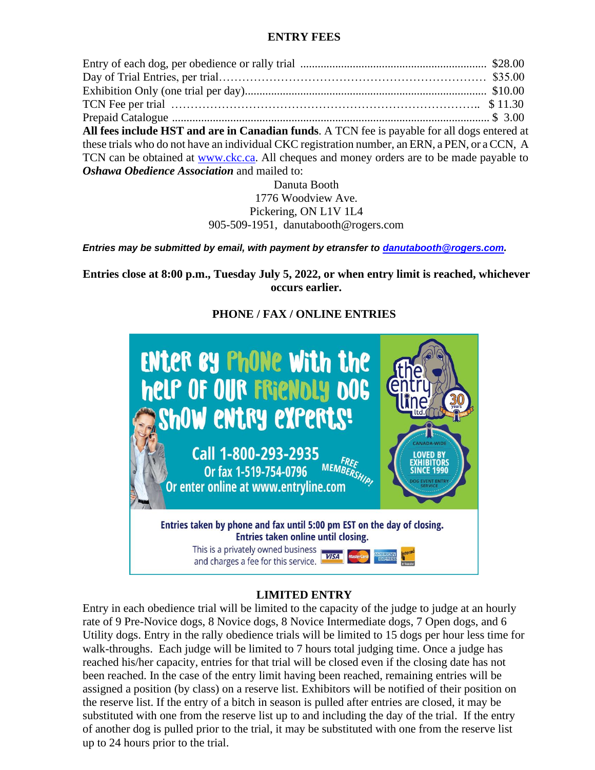## ENTRY FEES

| | |
|---|---|
| Entry of each dog, per obedience or rally trial | $28.00 |
| Day of Trial Entries, per trial | $35.00 |
| Exhibition Only (one trial per day) | $10.00 |
| TCN Fee per trial | $ 11.30 |
| Prepaid Catalogue | $ 3.00 |

**All fees include HST and are in Canadian funds**. A TCN fee is payable for all dogs entered at these trials who do not have an individual CKC registration number, an ERN, a PEN, or a CCN, A TCN can be obtained at www.ckc.ca. All cheques and money orders are to be made payable to ***Oshawa Obedience Association*** and mailed to:

Danuta Booth
1776 Woodview Ave.
Pickering, ON L1V 1L4
905-509-1951, danutabooth@rogers.com

***Entries may be submitted by email, with payment by etransfer to danutabooth@rogers.com.***

**Entries close at 8:00 p.m., Tuesday July 5, 2022, or when entry limit is reached, whichever occurs earlier.**

## PHONE / FAX / ONLINE ENTRIES

Enter by Phone with the help of our friendly dog show entry experts!

Call 1-800-293-2935
Or fax 1-519-754-0796
Or enter online at www.entryline.com

FREE MEMBERSHIP!

the entry line ltd. 30 years

CANADA-WIDE LOVED BY EXHIBITORS SINCE 1990 DOG EVENT ENTRY SERVICE

**Entries taken by phone and fax until 5:00 pm EST on the day of closing.**
**Entries taken online until closing.**

This is a privately owned business and charges a fee for this service.

## LIMITED ENTRY

Entry in each obedience trial will be limited to the capacity of the judge to judge at an hourly rate of 9 Pre-Novice dogs, 8 Novice dogs, 8 Novice Intermediate dogs, 7 Open dogs, and 6 Utility dogs. Entry in the rally obedience trials will be limited to 15 dogs per hour less time for walk-throughs. Each judge will be limited to 7 hours total judging time. Once a judge has reached his/her capacity, entries for that trial will be closed even if the closing date has not been reached. In the case of the entry limit having been reached, remaining entries will be assigned a position (by class) on a reserve list. Exhibitors will be notified of their position on the reserve list. If the entry of a bitch in season is pulled after entries are closed, it may be substituted with one from the reserve list up to and including the day of the trial. If the entry of another dog is pulled prior to the trial, it may be substituted with one from the reserve list up to 24 hours prior to the trial.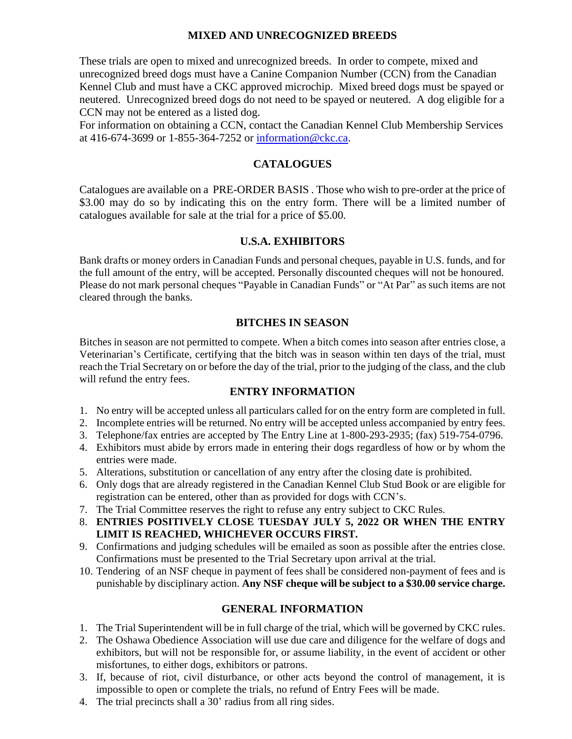## MIXED AND UNRECOGNIZED BREEDS

These trials are open to mixed and unrecognized breeds. In order to compete, mixed and unrecognized breed dogs must have a Canine Companion Number (CCN) from the Canadian Kennel Club and must have a CKC approved microchip. Mixed breed dogs must be spayed or neutered. Unrecognized breed dogs do not need to be spayed or neutered. A dog eligible for a CCN may not be entered as a listed dog.

For information on obtaining a CCN, contact the Canadian Kennel Club Membership Services at 416-674-3699 or 1-855-364-7252 or information@ckc.ca.

## CATALOGUES

Catalogues are available on a PRE-ORDER BASIS . Those who wish to pre-order at the price of $3.00 may do so by indicating this on the entry form. There will be a limited number of catalogues available for sale at the trial for a price of $5.00.

## U.S.A. EXHIBITORS

Bank drafts or money orders in Canadian Funds and personal cheques, payable in U.S. funds, and for the full amount of the entry, will be accepted. Personally discounted cheques will not be honoured. Please do not mark personal cheques "Payable in Canadian Funds" or "At Par" as such items are not cleared through the banks.

## BITCHES IN SEASON

Bitches in season are not permitted to compete. When a bitch comes into season after entries close, a Veterinarian's Certificate, certifying that the bitch was in season within ten days of the trial, must reach the Trial Secretary on or before the day of the trial, prior to the judging of the class, and the club will refund the entry fees.

## ENTRY INFORMATION

1. No entry will be accepted unless all particulars called for on the entry form are completed in full.
2. Incomplete entries will be returned. No entry will be accepted unless accompanied by entry fees.
3. Telephone/fax entries are accepted by The Entry Line at 1-800-293-2935; (fax) 519-754-0796.
4. Exhibitors must abide by errors made in entering their dogs regardless of how or by whom the entries were made.
5. Alterations, substitution or cancellation of any entry after the closing date is prohibited.
6. Only dogs that are already registered in the Canadian Kennel Club Stud Book or are eligible for registration can be entered, other than as provided for dogs with CCN's.
7. The Trial Committee reserves the right to refuse any entry subject to CKC Rules.
8. **ENTRIES POSITIVELY CLOSE TUESDAY JULY 5, 2022 OR WHEN THE ENTRY LIMIT IS REACHED, WHICHEVER OCCURS FIRST.**
9. Confirmations and judging schedules will be emailed as soon as possible after the entries close. Confirmations must be presented to the Trial Secretary upon arrival at the trial.
10. Tendering of an NSF cheque in payment of fees shall be considered non-payment of fees and is punishable by disciplinary action. **Any NSF cheque will be subject to a $30.00 service charge.**

## GENERAL INFORMATION

1. The Trial Superintendent will be in full charge of the trial, which will be governed by CKC rules.
2. The Oshawa Obedience Association will use due care and diligence for the welfare of dogs and exhibitors, but will not be responsible for, or assume liability, in the event of accident or other misfortunes, to either dogs, exhibitors or patrons.
3. If, because of riot, civil disturbance, or other acts beyond the control of management, it is impossible to open or complete the trials, no refund of Entry Fees will be made.
4. The trial precincts shall a 30' radius from all ring sides.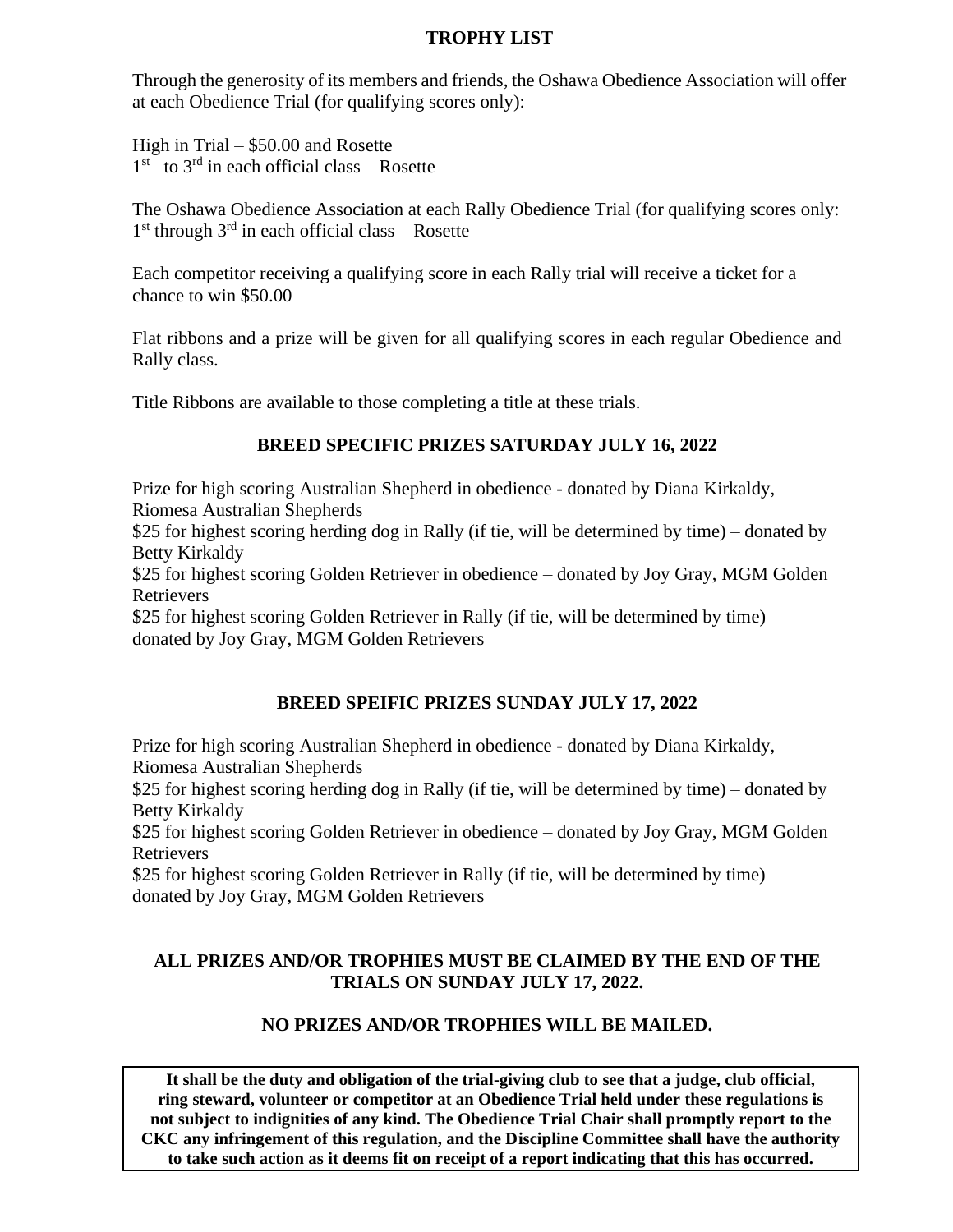## TROPHY LIST

Through the generosity of its members and friends, the Oshawa Obedience Association will offer at each Obedience Trial (for qualifying scores only):

High in Trial – $50.00 and Rosette
1st to 3rd in each official class – Rosette

The Oshawa Obedience Association at each Rally Obedience Trial (for qualifying scores only:
1st through 3rd in each official class – Rosette

Each competitor receiving a qualifying score in each Rally trial will receive a ticket for a chance to win $50.00

Flat ribbons and a prize will be given for all qualifying scores in each regular Obedience and Rally class.

Title Ribbons are available to those completing a title at these trials.

### BREED SPECIFIC PRIZES SATURDAY JULY 16, 2022

Prize for high scoring Australian Shepherd in obedience - donated by Diana Kirkaldy, Riomesa Australian Shepherds
$25 for highest scoring herding dog in Rally (if tie, will be determined by time) – donated by Betty Kirkaldy
$25 for highest scoring Golden Retriever in obedience – donated by Joy Gray, MGM Golden Retrievers
$25 for highest scoring Golden Retriever in Rally (if tie, will be determined by time) – donated by Joy Gray, MGM Golden Retrievers

### BREED SPEIFIC PRIZES SUNDAY JULY 17, 2022

Prize for high scoring Australian Shepherd in obedience - donated by Diana Kirkaldy, Riomesa Australian Shepherds
$25 for highest scoring herding dog in Rally (if tie, will be determined by time) – donated by Betty Kirkaldy
$25 for highest scoring Golden Retriever in obedience – donated by Joy Gray, MGM Golden Retrievers
$25 for highest scoring Golden Retriever in Rally (if tie, will be determined by time) – donated by Joy Gray, MGM Golden Retrievers

**ALL PRIZES AND/OR TROPHIES MUST BE CLAIMED BY THE END OF THE TRIALS ON SUNDAY JULY 17, 2022.**

**NO PRIZES AND/OR TROPHIES WILL BE MAILED.**

**It shall be the duty and obligation of the trial-giving club to see that a judge, club official, ring steward, volunteer or competitor at an Obedience Trial held under these regulations is not subject to indignities of any kind. The Obedience Trial Chair shall promptly report to the CKC any infringement of this regulation, and the Discipline Committee shall have the authority to take such action as it deems fit on receipt of a report indicating that this has occurred.**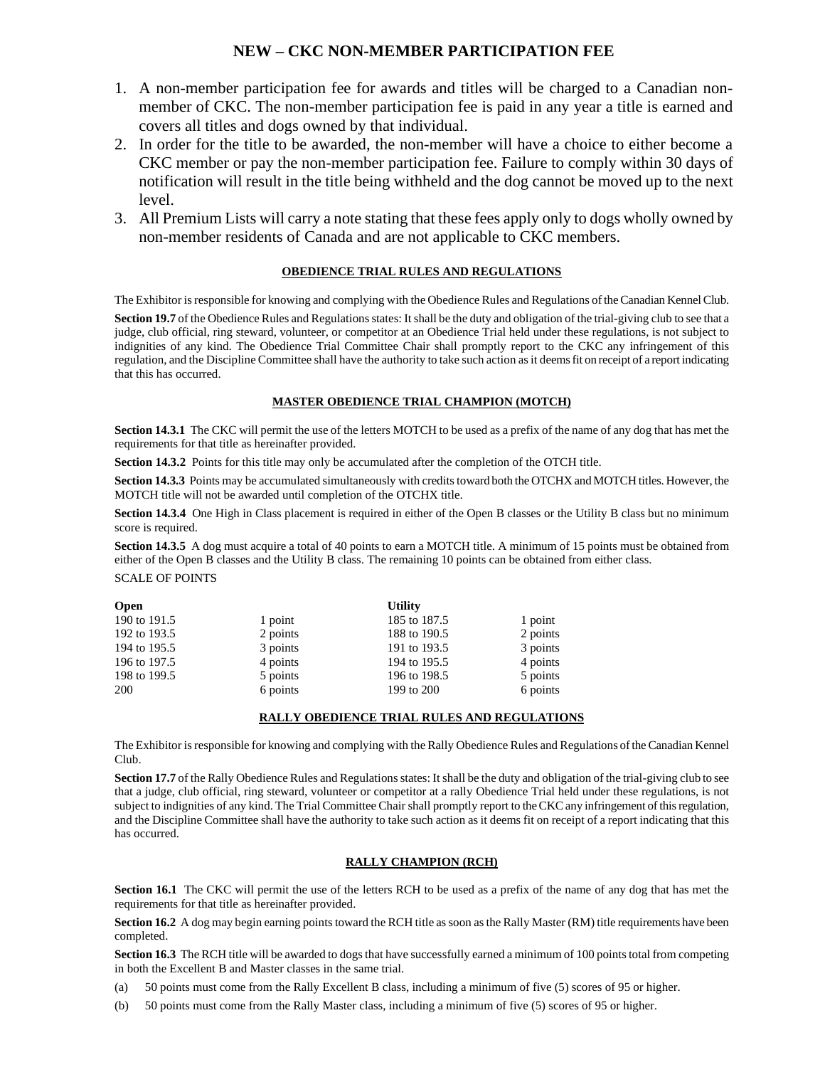# NEW – CKC NON-MEMBER PARTICIPATION FEE

1. A non-member participation fee for awards and titles will be charged to a Canadian non-member of CKC. The non-member participation fee is paid in any year a title is earned and covers all titles and dogs owned by that individual.
2. In order for the title to be awarded, the non-member will have a choice to either become a CKC member or pay the non-member participation fee. Failure to comply within 30 days of notification will result in the title being withheld and the dog cannot be moved up to the next level.
3. All Premium Lists will carry a note stating that these fees apply only to dogs wholly owned by non-member residents of Canada and are not applicable to CKC members.

## OBEDIENCE TRIAL RULES AND REGULATIONS

The Exhibitor is responsible for knowing and complying with the Obedience Rules and Regulations of the Canadian Kennel Club.

**Section 19.7** of the Obedience Rules and Regulations states: It shall be the duty and obligation of the trial-giving club to see that a judge, club official, ring steward, volunteer, or competitor at an Obedience Trial held under these regulations, is not subject to indignities of any kind. The Obedience Trial Committee Chair shall promptly report to the CKC any infringement of this regulation, and the Discipline Committee shall have the authority to take such action as it deems fit on receipt of a report indicating that this has occurred.

## MASTER OBEDIENCE TRIAL CHAMPION (MOTCH)

**Section 14.3.1** The CKC will permit the use of the letters MOTCH to be used as a prefix of the name of any dog that has met the requirements for that title as hereinafter provided.

**Section 14.3.2** Points for this title may only be accumulated after the completion of the OTCH title.

**Section 14.3.3** Points may be accumulated simultaneously with credits toward both the OTCHX and MOTCH titles. However, the MOTCH title will not be awarded until completion of the OTCHX title.

**Section 14.3.4** One High in Class placement is required in either of the Open B classes or the Utility B class but no minimum score is required.

**Section 14.3.5** A dog must acquire a total of 40 points to earn a MOTCH title. A minimum of 15 points must be obtained from either of the Open B classes and the Utility B class. The remaining 10 points can be obtained from either class.

SCALE OF POINTS

| **Open** | | **Utility** | |
|---|---|---|---|
| 190 to 191.5 | 1 point | 185 to 187.5 | 1 point |
| 192 to 193.5 | 2 points | 188 to 190.5 | 2 points |
| 194 to 195.5 | 3 points | 191 to 193.5 | 3 points |
| 196 to 197.5 | 4 points | 194 to 195.5 | 4 points |
| 198 to 199.5 | 5 points | 196 to 198.5 | 5 points |
| 200 | 6 points | 199 to 200 | 6 points |

## RALLY OBEDIENCE TRIAL RULES AND REGULATIONS

The Exhibitor is responsible for knowing and complying with the Rally Obedience Rules and Regulations of the Canadian Kennel Club.

**Section 17.7** of the Rally Obedience Rules and Regulations states: It shall be the duty and obligation of the trial-giving club to see that a judge, club official, ring steward, volunteer or competitor at a rally Obedience Trial held under these regulations, is not subject to indignities of any kind. The Trial Committee Chair shall promptly report to the CKC any infringement of this regulation, and the Discipline Committee shall have the authority to take such action as it deems fit on receipt of a report indicating that this has occurred.

## RALLY CHAMPION (RCH)

**Section 16.1** The CKC will permit the use of the letters RCH to be used as a prefix of the name of any dog that has met the requirements for that title as hereinafter provided.

**Section 16.2** A dog may begin earning points toward the RCH title as soon as the Rally Master (RM) title requirements have been completed.

**Section 16.3** The RCH title will be awarded to dogs that have successfully earned a minimum of 100 points total from competing in both the Excellent B and Master classes in the same trial.

(a) 50 points must come from the Rally Excellent B class, including a minimum of five (5) scores of 95 or higher.

(b) 50 points must come from the Rally Master class, including a minimum of five (5) scores of 95 or higher.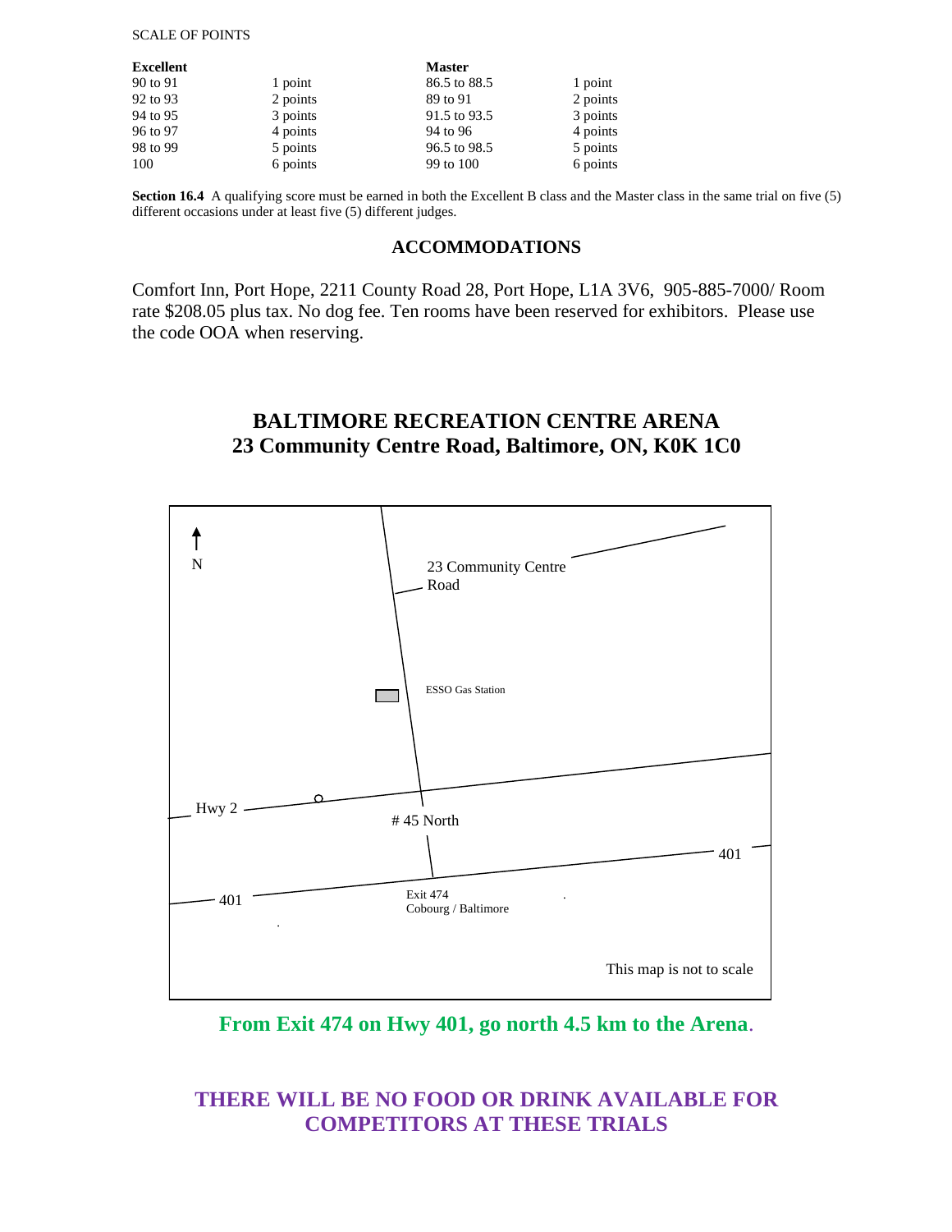SCALE OF POINTS

| Excellent | | Master | |
|---|---|---|---|
| 90 to 91 | 1 point | 86.5 to 88.5 | 1 point |
| 92 to 93 | 2 points | 89 to 91 | 2 points |
| 94 to 95 | 3 points | 91.5 to 93.5 | 3 points |
| 96 to 97 | 4 points | 94 to 96 | 4 points |
| 98 to 99 | 5 points | 96.5 to 98.5 | 5 points |
| 100 | 6 points | 99 to 100 | 6 points |

**Section 16.4** A qualifying score must be earned in both the Excellent B class and the Master class in the same trial on five (5) different occasions under at least five (5) different judges.

## ACCOMMODATIONS

Comfort Inn, Port Hope, 2211 County Road 28, Port Hope, L1A 3V6, 905-885-7000/ Room rate $208.05 plus tax. No dog fee. Ten rooms have been reserved for exhibitors. Please use the code OOA when reserving.

## BALTIMORE RECREATION CENTRE ARENA
## 23 Community Centre Road, Baltimore, ON, K0K 1C0

N

23 Community Centre Road

ESSO Gas Station

Hwy 2

# 45 North

401

401

Exit 474
Cobourg / Baltimore

This map is not to scale

**From Exit 474 on Hwy 401, go north 4.5 km to the Arena.**

**THERE WILL BE NO FOOD OR DRINK AVAILABLE FOR COMPETITORS AT THESE TRIALS**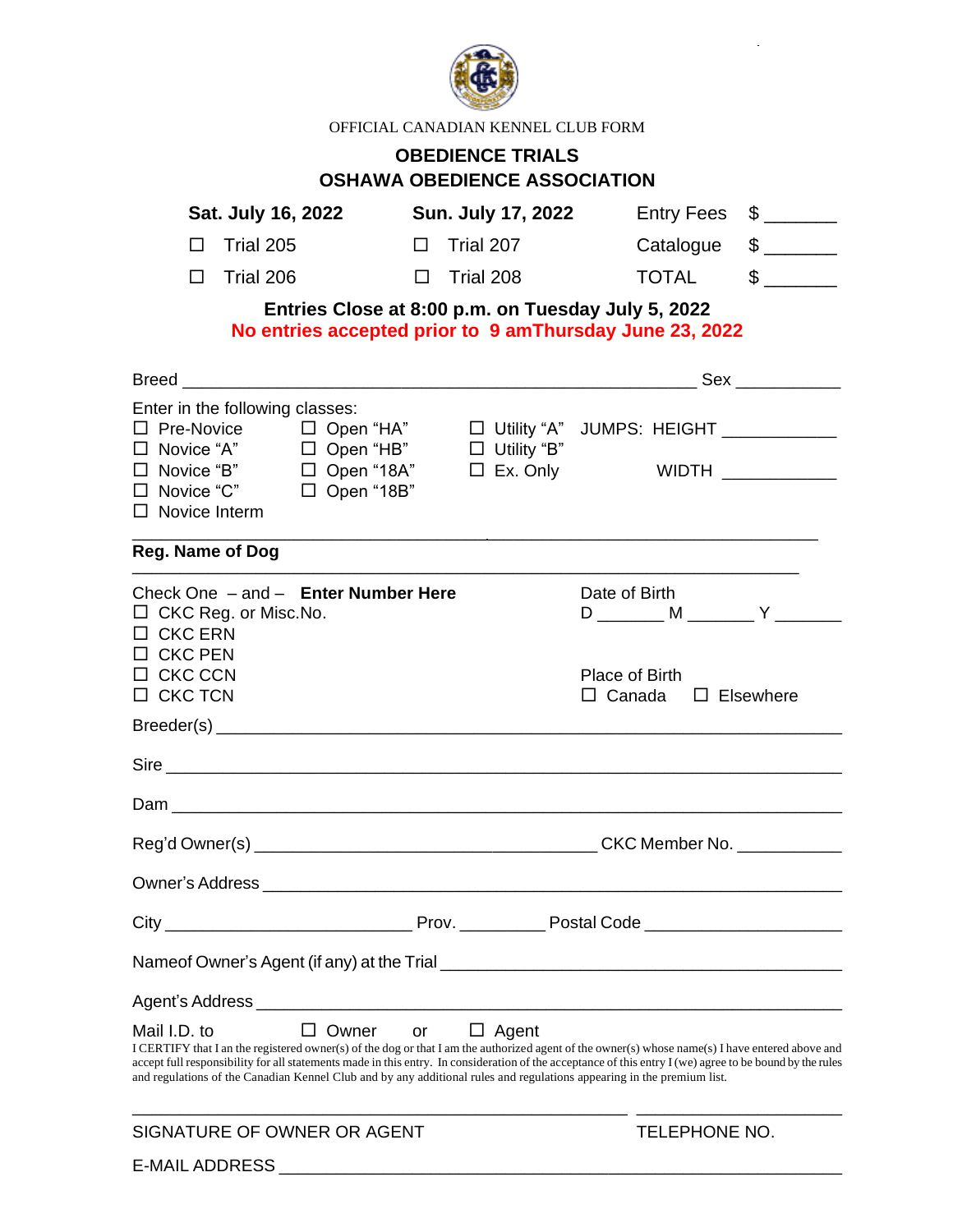OFFICIAL CANADIAN KENNEL CLUB FORM

## OBEDIENCE TRIALS
## OSHAWA OBEDIENCE ASSOCIATION

| **Sat. July 16, 2022** | **Sun. July 17, 2022** | | |
|---|---|---|---|
| ☐ Trial 205 | ☐ Trial 207 | Entry Fees | $ _______ |
| ☐ Trial 206 | ☐ Trial 208 | Catalogue | $ _______ |
| | | TOTAL | $ _______ |

**Entries Close at 8:00 p.m. on Tuesday July 5, 2022**

**No entries accepted prior to 9 amThursday June 23, 2022**

Breed ____________________________________________________ Sex ___________

Enter in the following classes:

| | | | |
|---|---|---|---|
| ☐ Pre-Novice | ☐ Open "HA" | ☐ Utility "A" | JUMPS: HEIGHT ___________ |
| ☐ Novice "A" | ☐ Open "HB" | ☐ Utility "B" | |
| ☐ Novice "B" | ☐ Open "18A" | ☐ Ex. Only | WIDTH ___________ |
| ☐ Novice "C" | ☐ Open "18B" | | |
| ☐ Novice Interm | | | |

________________________________________________________________

**Reg. Name of Dog**

________________________________________________________________

Check One – and – **Enter Number Here**

☐ CKC Reg. or Misc.No.
☐ CKC ERN
☐ CKC PEN
☐ CKC CCN
☐ CKC TCN

Date of Birth
D _______ M _______ Y _______

Place of Birth
☐ Canada ☐ Elsewhere

Breeder(s) ____________________________________________________________

Sire _________________________________________________________________

Dam _________________________________________________________________

Reg'd Owner(s) ___________________________________ CKC Member No. ___________

Owner's Address ________________________________________________________

City _________________________ Prov. _________ Postal Code ____________________

Nameof Owner's Agent (if any) at the Trial _________________________________________

Agent's Address ________________________________________________________

Mail I.D. to ☐ Owner or ☐ Agent

I CERTIFY that I am the registered owner(s) of the dog or that I am the authorized agent of the owner(s) whose name(s) I have entered above and accept full responsibility for all statements made in this entry. In consideration of the acceptance of this entry I (we) agree to be bound by the rules and regulations of the Canadian Kennel Club and by any additional rules and regulations appearing in the premium list.

_________________________________________________ ____________________

SIGNATURE OF OWNER OR AGENT TELEPHONE NO.

E-MAIL ADDRESS ________________________________________________________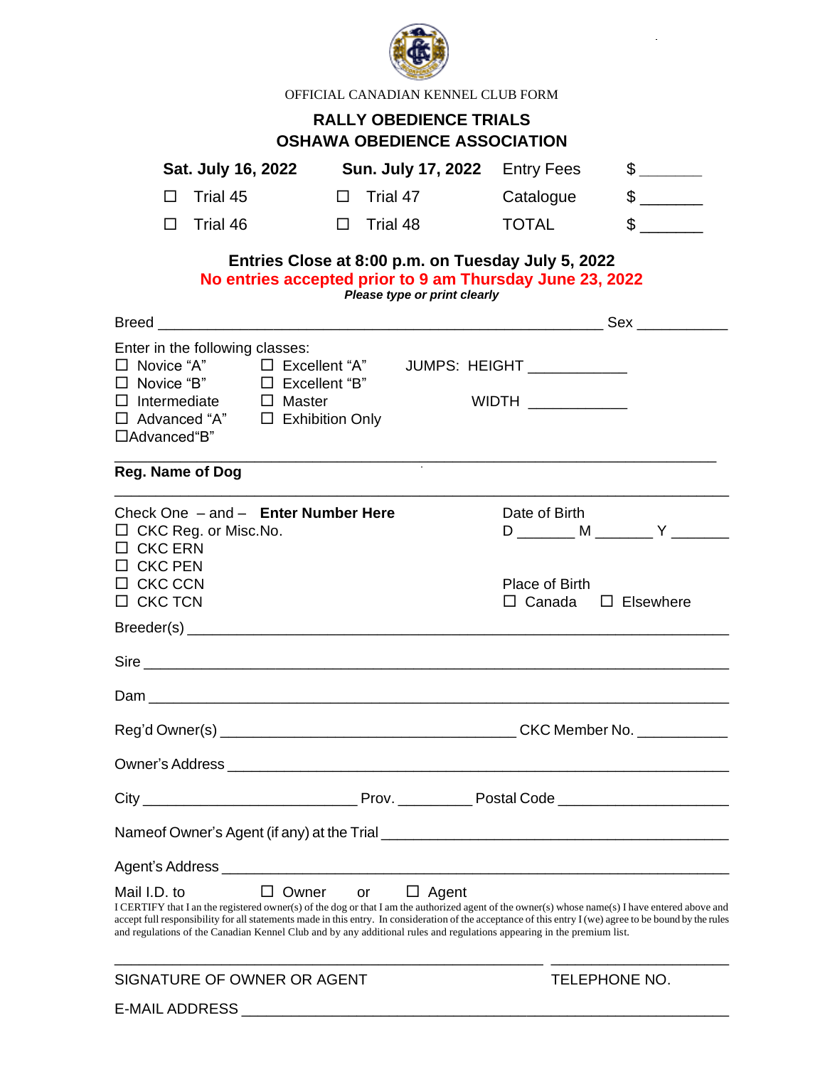OFFICIAL CANADIAN KENNEL CLUB FORM

# RALLY OBEDIENCE TRIALS
# OSHAWA OBEDIENCE ASSOCIATION

| Sat. July 16, 2022 | Sun. July 17, 2022 | Entry Fees | $ _______ |
|---|---|---|---|
| ☐ Trial 45 | ☐ Trial 47 | Catalogue | $ _______ |
| ☐ Trial 46 | ☐ Trial 48 | TOTAL | $ _______ |

**Entries Close at 8:00 p.m. on Tuesday July 5, 2022**

**No entries accepted prior to 9 am Thursday June 23, 2022**

***Please type or print clearly***

Breed ____________________________________________________ Sex ___________

Enter in the following classes:

☐ Novice "A" ☐ Excellent "A" JUMPS: HEIGHT ___________

☐ Novice "B" ☐ Excellent "B"

☐ Intermediate ☐ Master WIDTH ___________

☐ Advanced "A" ☐ Exhibition Only

☐Advanced"B"

______________________________________________________________________

**Reg. Name of Dog**

______________________________________________________________________

Check One – and – **Enter Number Here**

☐ CKC Reg. or Misc.No.

☐ CKC ERN

☐ CKC PEN

☐ CKC CCN

☐ CKC TCN

Date of Birth

D _______ M _______ Y _______

Place of Birth

☐ Canada ☐ Elsewhere

Breeder(s) ______________________________________________________________

Sire ___________________________________________________________________

Dam ___________________________________________________________________

Reg'd Owner(s) ___________________________________ CKC Member No. ___________

Owner's Address __________________________________________________________

City _________________________ Prov. _________ Postal Code ____________________

Nameof Owner's Agent (if any) at the Trial ________________________________________

Agent's Address __________________________________________________________

Mail I.D. to ☐ Owner or ☐ Agent

I CERTIFY that I am the registered owner(s) of the dog or that I am the authorized agent of the owner(s) whose name(s) I have entered above and accept full responsibility for all statements made in this entry. In consideration of the acceptance of this entry I (we) agree to be bound by the rules and regulations of the Canadian Kennel Club and by any additional rules and regulations appearing in the premium list.

__________________________________________________ ____________________

SIGNATURE OF OWNER OR AGENT TELEPHONE NO.

E-MAIL ADDRESS __________________________________________________________